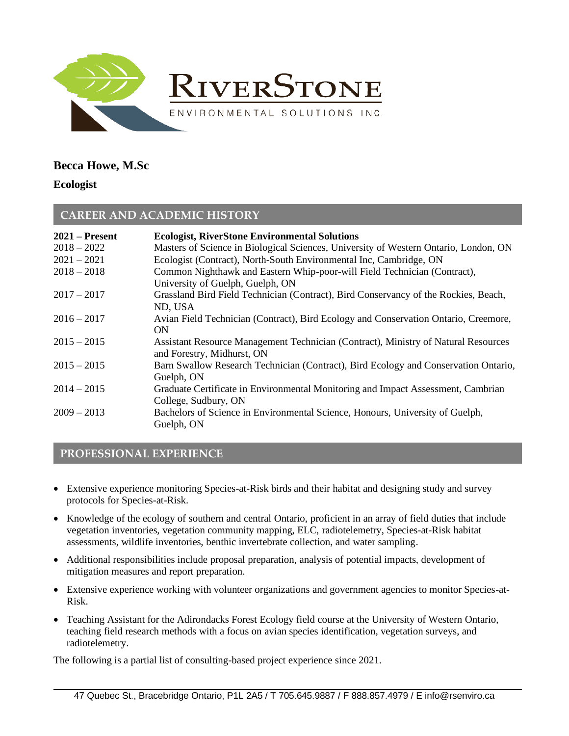# Becca Howe, M.Sc

**Ecologist**

## CAREER AND ACADEMIC HISTORY

| | |
|---|---|
| **2021 – Present** | **Ecologist, RiverStone Environmental Solutions** |
| 2018 – 2022 | Masters of Science in Biological Sciences, University of Western Ontario, London, ON |
| 2021 – 2021 | Ecologist (Contract), North-South Environmental Inc, Cambridge, ON |
| 2018 – 2018 | Common Nighthawk and Eastern Whip-poor-will Field Technician (Contract), University of Guelph, Guelph, ON |
| 2017 – 2017 | Grassland Bird Field Technician (Contract), Bird Conservancy of the Rockies, Beach, ND, USA |
| 2016 – 2017 | Avian Field Technician (Contract), Bird Ecology and Conservation Ontario, Creemore, ON |
| 2015 – 2015 | Assistant Resource Management Technician (Contract), Ministry of Natural Resources and Forestry, Midhurst, ON |
| 2015 – 2015 | Barn Swallow Research Technician (Contract), Bird Ecology and Conservation Ontario, Guelph, ON |
| 2014 – 2015 | Graduate Certificate in Environmental Monitoring and Impact Assessment, Cambrian College, Sudbury, ON |
| 2009 – 2013 | Bachelors of Science in Environmental Science, Honours, University of Guelph, Guelph, ON |

## PROFESSIONAL EXPERIENCE

- Extensive experience monitoring Species-at-Risk birds and their habitat and designing study and survey protocols for Species-at-Risk.
- Knowledge of the ecology of southern and central Ontario, proficient in an array of field duties that include vegetation inventories, vegetation community mapping, ELC, radiotelemetry, Species-at-Risk habitat assessments, wildlife inventories, benthic invertebrate collection, and water sampling.
- Additional responsibilities include proposal preparation, analysis of potential impacts, development of mitigation measures and report preparation.
- Extensive experience working with volunteer organizations and government agencies to monitor Species-at-Risk.
- Teaching Assistant for the Adirondacks Forest Ecology field course at the University of Western Ontario, teaching field research methods with a focus on avian species identification, vegetation surveys, and radiotelemetry.

The following is a partial list of consulting-based project experience since 2021.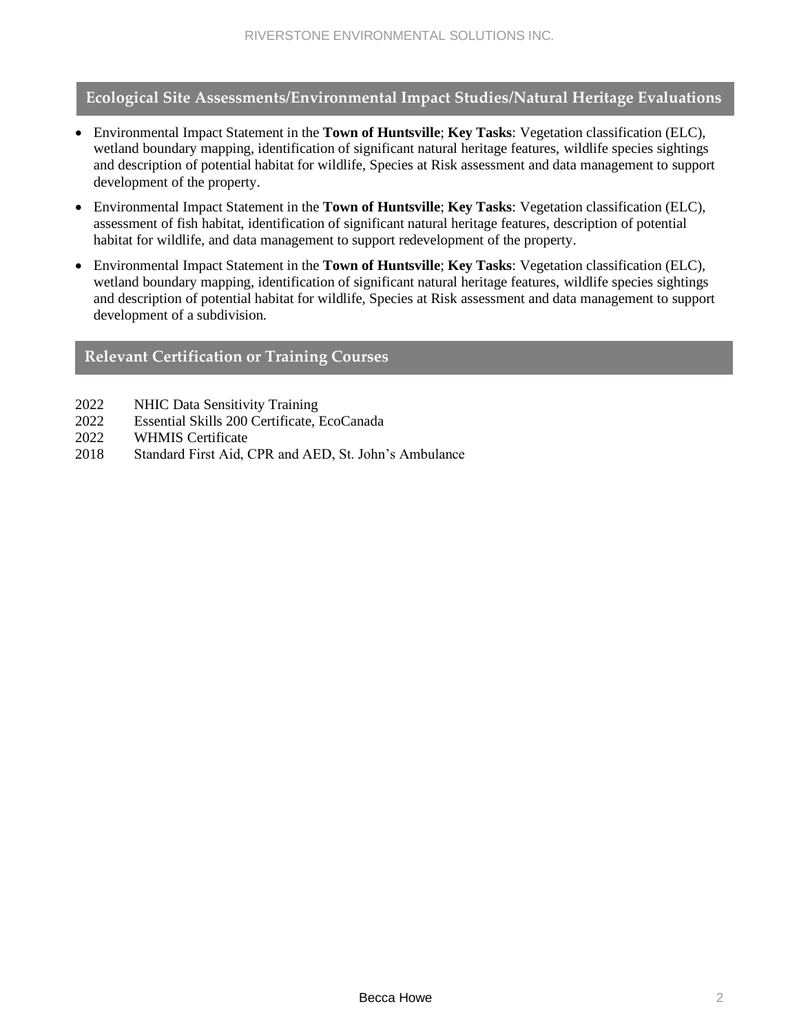## Ecological Site Assessments/Environmental Impact Studies/Natural Heritage Evaluations

- Environmental Impact Statement in the **Town of Huntsville**; **Key Tasks**: Vegetation classification (ELC), wetland boundary mapping, identification of significant natural heritage features, wildlife species sightings and description of potential habitat for wildlife, Species at Risk assessment and data management to support development of the property.
- Environmental Impact Statement in the **Town of Huntsville**; **Key Tasks**: Vegetation classification (ELC), assessment of fish habitat, identification of significant natural heritage features, description of potential habitat for wildlife, and data management to support redevelopment of the property.
- Environmental Impact Statement in the **Town of Huntsville**; **Key Tasks**: Vegetation classification (ELC), wetland boundary mapping, identification of significant natural heritage features, wildlife species sightings and description of potential habitat for wildlife, Species at Risk assessment and data management to support development of a subdivision.

## Relevant Certification or Training Courses

| | |
|---|---|
| 2022 | NHIC Data Sensitivity Training |
| 2022 | Essential Skills 200 Certificate, EcoCanada |
| 2022 | WHMIS Certificate |
| 2018 | Standard First Aid, CPR and AED, St. John's Ambulance |